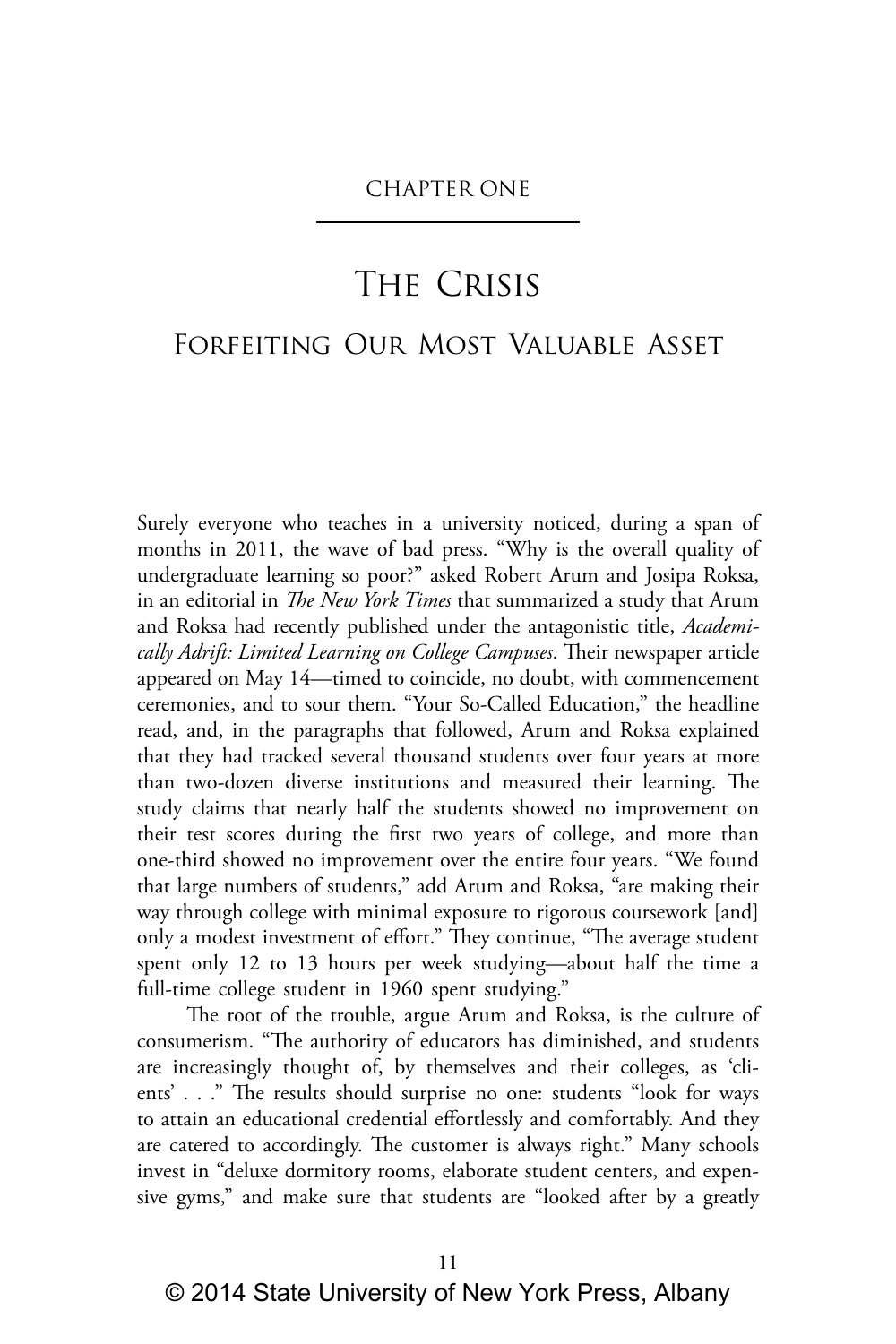CHAPTER ONE

# The Crisis

## Forfeiting Our Most Valuable Asset

Surely everyone who teaches in a university noticed, during a span of months in 2011, the wave of bad press. "Why is the overall quality of undergraduate learning so poor?" asked Robert Arum and Josipa Roksa, in an editorial in *The New York Times* that summarized a study that Arum and Roksa had recently published under the antagonistic title, *Academically Adrift: Limited Learning on College Campuses*. Their newspaper article appeared on May 14—timed to coincide, no doubt, with commencement ceremonies, and to sour them. "Your So-Called Education," the headline read, and, in the paragraphs that followed, Arum and Roksa explained that they had tracked several thousand students over four years at more than two-dozen diverse institutions and measured their learning. The study claims that nearly half the students showed no improvement on their test scores during the first two years of college, and more than one-third showed no improvement over the entire four years. "We found that large numbers of students," add Arum and Roksa, "are making their way through college with minimal exposure to rigorous coursework [and] only a modest investment of effort." They continue, "The average student spent only 12 to 13 hours per week studying—about half the time a full-time college student in 1960 spent studying."

The root of the trouble, argue Arum and Roksa, is the culture of consumerism. "The authority of educators has diminished, and students are increasingly thought of, by themselves and their colleges, as 'clients' . . ." The results should surprise no one: students "look for ways to attain an educational credential effortlessly and comfortably. And they are catered to accordingly. The customer is always right." Many schools invest in "deluxe dormitory rooms, elaborate student centers, and expensive gyms," and make sure that students are "looked after by a greatly

© 2014 State University of New York Press, Albany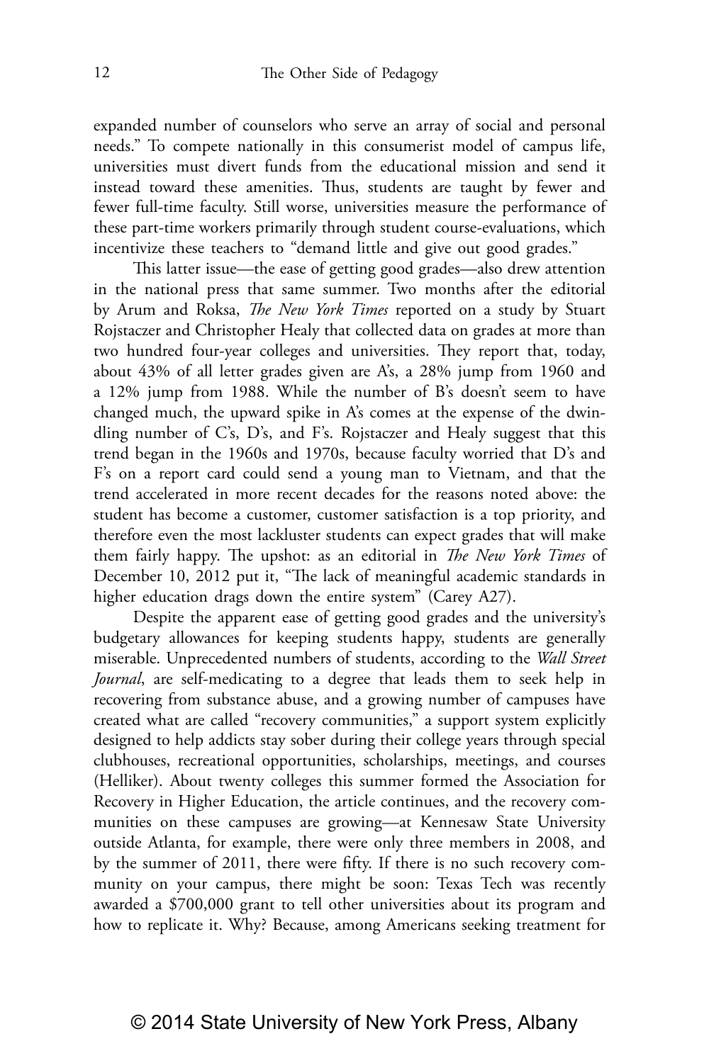expanded number of counselors who serve an array of social and personal needs." To compete nationally in this consumerist model of campus life, universities must divert funds from the educational mission and send it instead toward these amenities. Thus, students are taught by fewer and fewer full-time faculty. Still worse, universities measure the performance of these part-time workers primarily through student course-evaluations, which incentivize these teachers to "demand little and give out good grades."

This latter issue—the ease of getting good grades—also drew attention in the national press that same summer. Two months after the editorial by Arum and Roksa, *The New York Times* reported on a study by Stuart Rojstaczer and Christopher Healy that collected data on grades at more than two hundred four-year colleges and universities. They report that, today, about 43% of all letter grades given are A's, a 28% jump from 1960 and a 12% jump from 1988. While the number of B's doesn't seem to have changed much, the upward spike in A's comes at the expense of the dwindling number of C's, D's, and F's. Rojstaczer and Healy suggest that this trend began in the 1960s and 1970s, because faculty worried that D's and F's on a report card could send a young man to Vietnam, and that the trend accelerated in more recent decades for the reasons noted above: the student has become a customer, customer satisfaction is a top priority, and therefore even the most lackluster students can expect grades that will make them fairly happy. The upshot: as an editorial in *The New York Times* of December 10, 2012 put it, "The lack of meaningful academic standards in higher education drags down the entire system" (Carey A27).

Despite the apparent ease of getting good grades and the university's budgetary allowances for keeping students happy, students are generally miserable. Unprecedented numbers of students, according to the *Wall Street Journal*, are self-medicating to a degree that leads them to seek help in recovering from substance abuse, and a growing number of campuses have created what are called "recovery communities," a support system explicitly designed to help addicts stay sober during their college years through special clubhouses, recreational opportunities, scholarships, meetings, and courses (Helliker). About twenty colleges this summer formed the Association for Recovery in Higher Education, the article continues, and the recovery communities on these campuses are growing—at Kennesaw State University outside Atlanta, for example, there were only three members in 2008, and by the summer of 2011, there were fifty. If there is no such recovery community on your campus, there might be soon: Texas Tech was recently awarded a $700,000 grant to tell other universities about its program and how to replicate it. Why? Because, among Americans seeking treatment for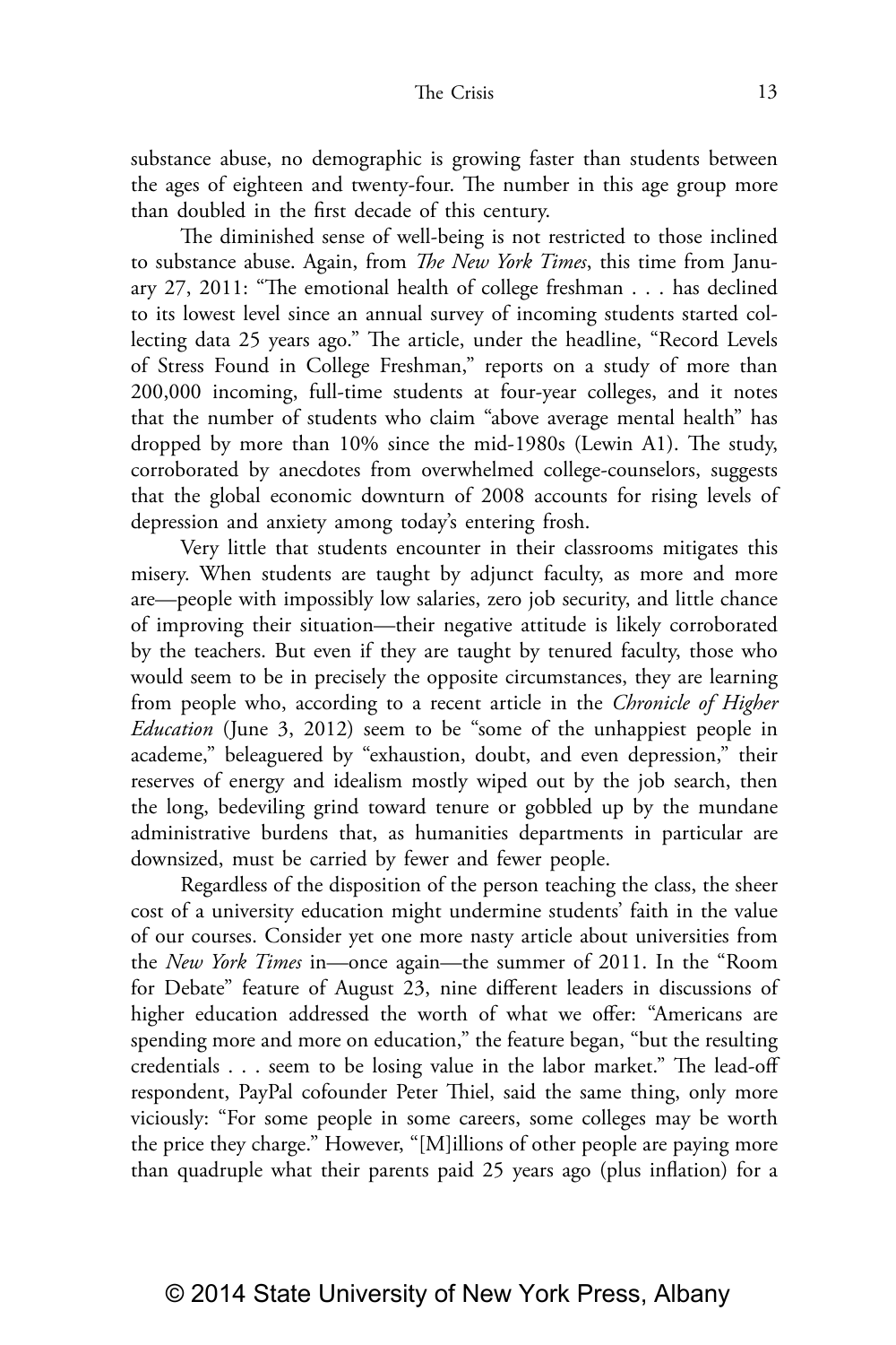substance abuse, no demographic is growing faster than students between the ages of eighteen and twenty-four. The number in this age group more than doubled in the first decade of this century.

The diminished sense of well-being is not restricted to those inclined to substance abuse. Again, from *The New York Times*, this time from January 27, 2011: "The emotional health of college freshman . . . has declined to its lowest level since an annual survey of incoming students started collecting data 25 years ago." The article, under the headline, "Record Levels of Stress Found in College Freshman," reports on a study of more than 200,000 incoming, full-time students at four-year colleges, and it notes that the number of students who claim "above average mental health" has dropped by more than 10% since the mid-1980s (Lewin A1). The study, corroborated by anecdotes from overwhelmed college-counselors, suggests that the global economic downturn of 2008 accounts for rising levels of depression and anxiety among today's entering frosh.

Very little that students encounter in their classrooms mitigates this misery. When students are taught by adjunct faculty, as more and more are—people with impossibly low salaries, zero job security, and little chance of improving their situation—their negative attitude is likely corroborated by the teachers. But even if they are taught by tenured faculty, those who would seem to be in precisely the opposite circumstances, they are learning from people who, according to a recent article in the *Chronicle of Higher Education* (June 3, 2012) seem to be "some of the unhappiest people in academe," beleaguered by "exhaustion, doubt, and even depression," their reserves of energy and idealism mostly wiped out by the job search, then the long, bedeviling grind toward tenure or gobbled up by the mundane administrative burdens that, as humanities departments in particular are downsized, must be carried by fewer and fewer people.

Regardless of the disposition of the person teaching the class, the sheer cost of a university education might undermine students' faith in the value of our courses. Consider yet one more nasty article about universities from the *New York Times* in—once again—the summer of 2011. In the "Room for Debate" feature of August 23, nine different leaders in discussions of higher education addressed the worth of what we offer: "Americans are spending more and more on education," the feature began, "but the resulting credentials . . . seem to be losing value in the labor market." The lead-off respondent, PayPal cofounder Peter Thiel, said the same thing, only more viciously: "For some people in some careers, some colleges may be worth the price they charge." However, "[M]illions of other people are paying more than quadruple what their parents paid 25 years ago (plus inflation) for a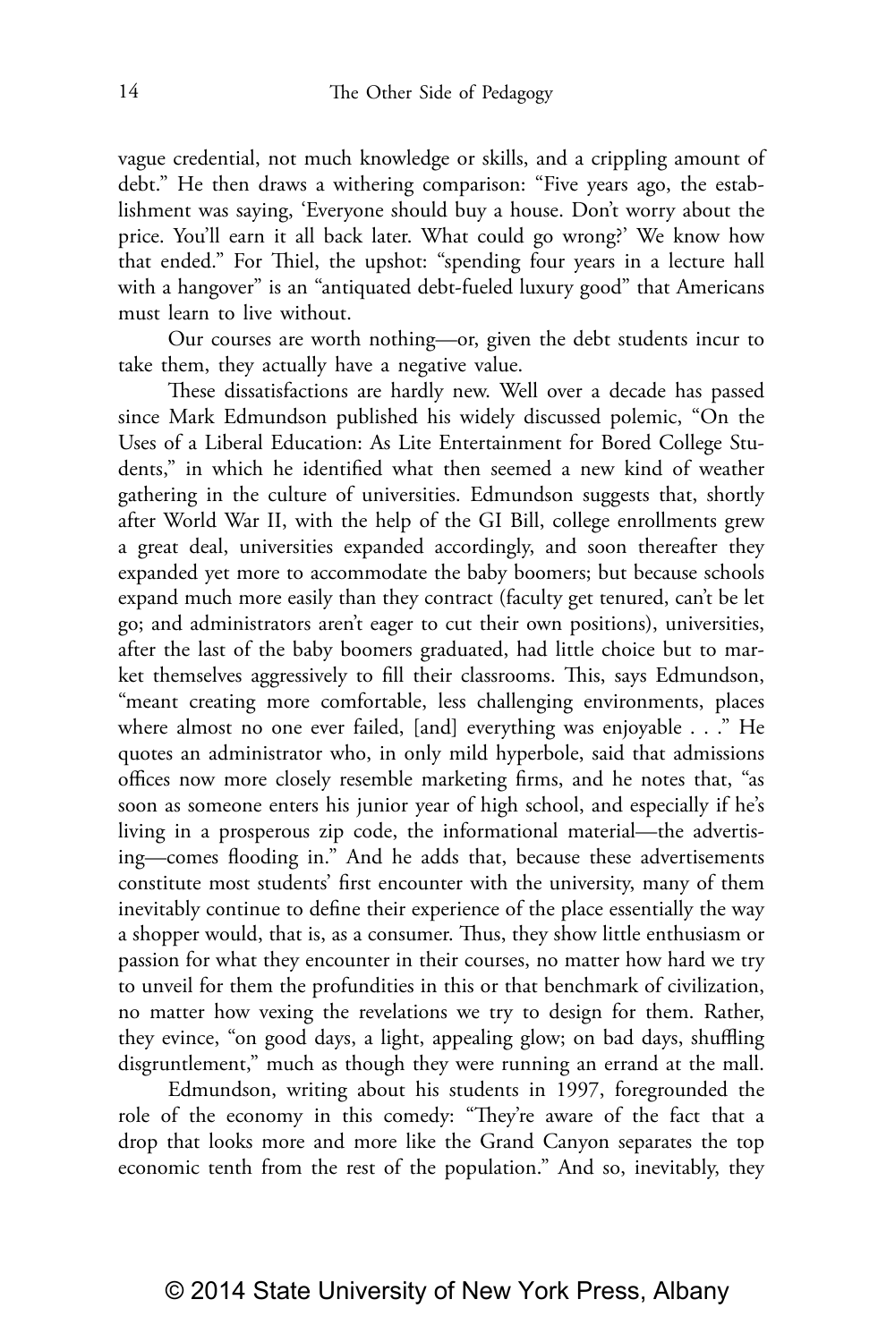vague credential, not much knowledge or skills, and a crippling amount of debt." He then draws a withering comparison: "Five years ago, the establishment was saying, 'Everyone should buy a house. Don't worry about the price. You'll earn it all back later. What could go wrong?' We know how that ended." For Thiel, the upshot: "spending four years in a lecture hall with a hangover" is an "antiquated debt-fueled luxury good" that Americans must learn to live without.

Our courses are worth nothing—or, given the debt students incur to take them, they actually have a negative value.

These dissatisfactions are hardly new. Well over a decade has passed since Mark Edmundson published his widely discussed polemic, "On the Uses of a Liberal Education: As Lite Entertainment for Bored College Students," in which he identified what then seemed a new kind of weather gathering in the culture of universities. Edmundson suggests that, shortly after World War II, with the help of the GI Bill, college enrollments grew a great deal, universities expanded accordingly, and soon thereafter they expanded yet more to accommodate the baby boomers; but because schools expand much more easily than they contract (faculty get tenured, can't be let go; and administrators aren't eager to cut their own positions), universities, after the last of the baby boomers graduated, had little choice but to market themselves aggressively to fill their classrooms. This, says Edmundson, "meant creating more comfortable, less challenging environments, places where almost no one ever failed, [and] everything was enjoyable . . ." He quotes an administrator who, in only mild hyperbole, said that admissions offices now more closely resemble marketing firms, and he notes that, "as soon as someone enters his junior year of high school, and especially if he's living in a prosperous zip code, the informational material—the advertising—comes flooding in." And he adds that, because these advertisements constitute most students' first encounter with the university, many of them inevitably continue to define their experience of the place essentially the way a shopper would, that is, as a consumer. Thus, they show little enthusiasm or passion for what they encounter in their courses, no matter how hard we try to unveil for them the profundities in this or that benchmark of civilization, no matter how vexing the revelations we try to design for them. Rather, they evince, "on good days, a light, appealing glow; on bad days, shuffling disgruntlement," much as though they were running an errand at the mall.

Edmundson, writing about his students in 1997, foregrounded the role of the economy in this comedy: "They're aware of the fact that a drop that looks more and more like the Grand Canyon separates the top economic tenth from the rest of the population." And so, inevitably, they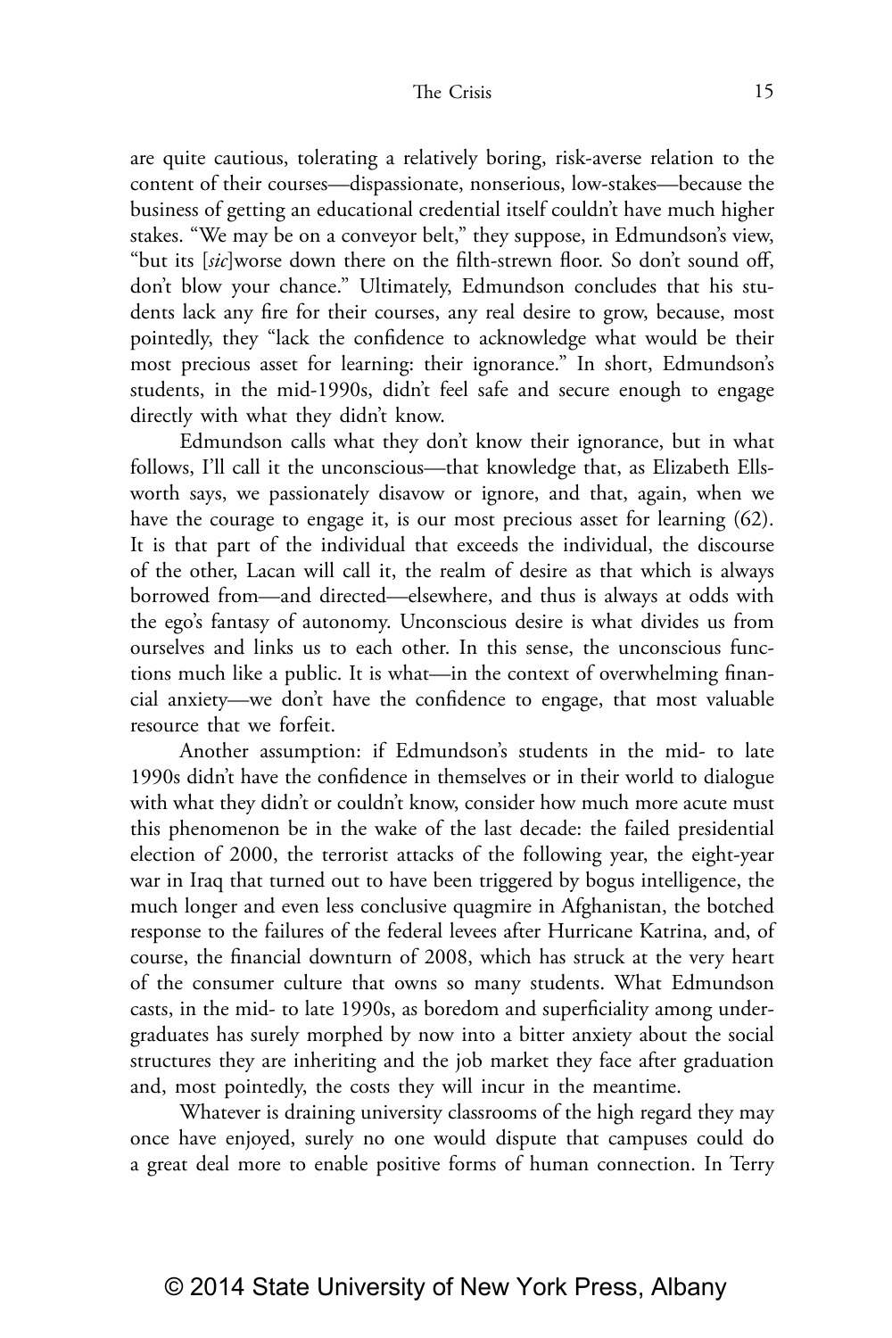are quite cautious, tolerating a relatively boring, risk-averse relation to the content of their courses—dispassionate, nonserious, low-stakes—because the business of getting an educational credential itself couldn't have much higher stakes. "We may be on a conveyor belt," they suppose, in Edmundson's view, "but its [*sic*]worse down there on the filth-strewn floor. So don't sound off, don't blow your chance." Ultimately, Edmundson concludes that his students lack any fire for their courses, any real desire to grow, because, most pointedly, they "lack the confidence to acknowledge what would be their most precious asset for learning: their ignorance." In short, Edmundson's students, in the mid-1990s, didn't feel safe and secure enough to engage directly with what they didn't know.

Edmundson calls what they don't know their ignorance, but in what follows, I'll call it the unconscious—that knowledge that, as Elizabeth Ellsworth says, we passionately disavow or ignore, and that, again, when we have the courage to engage it, is our most precious asset for learning (62). It is that part of the individual that exceeds the individual, the discourse of the other, Lacan will call it, the realm of desire as that which is always borrowed from—and directed—elsewhere, and thus is always at odds with the ego's fantasy of autonomy. Unconscious desire is what divides us from ourselves and links us to each other. In this sense, the unconscious functions much like a public. It is what—in the context of overwhelming financial anxiety—we don't have the confidence to engage, that most valuable resource that we forfeit.

Another assumption: if Edmundson's students in the mid- to late 1990s didn't have the confidence in themselves or in their world to dialogue with what they didn't or couldn't know, consider how much more acute must this phenomenon be in the wake of the last decade: the failed presidential election of 2000, the terrorist attacks of the following year, the eight-year war in Iraq that turned out to have been triggered by bogus intelligence, the much longer and even less conclusive quagmire in Afghanistan, the botched response to the failures of the federal levees after Hurricane Katrina, and, of course, the financial downturn of 2008, which has struck at the very heart of the consumer culture that owns so many students. What Edmundson casts, in the mid- to late 1990s, as boredom and superficiality among undergraduates has surely morphed by now into a bitter anxiety about the social structures they are inheriting and the job market they face after graduation and, most pointedly, the costs they will incur in the meantime.

Whatever is draining university classrooms of the high regard they may once have enjoyed, surely no one would dispute that campuses could do a great deal more to enable positive forms of human connection. In Terry

© 2014 State University of New York Press, Albany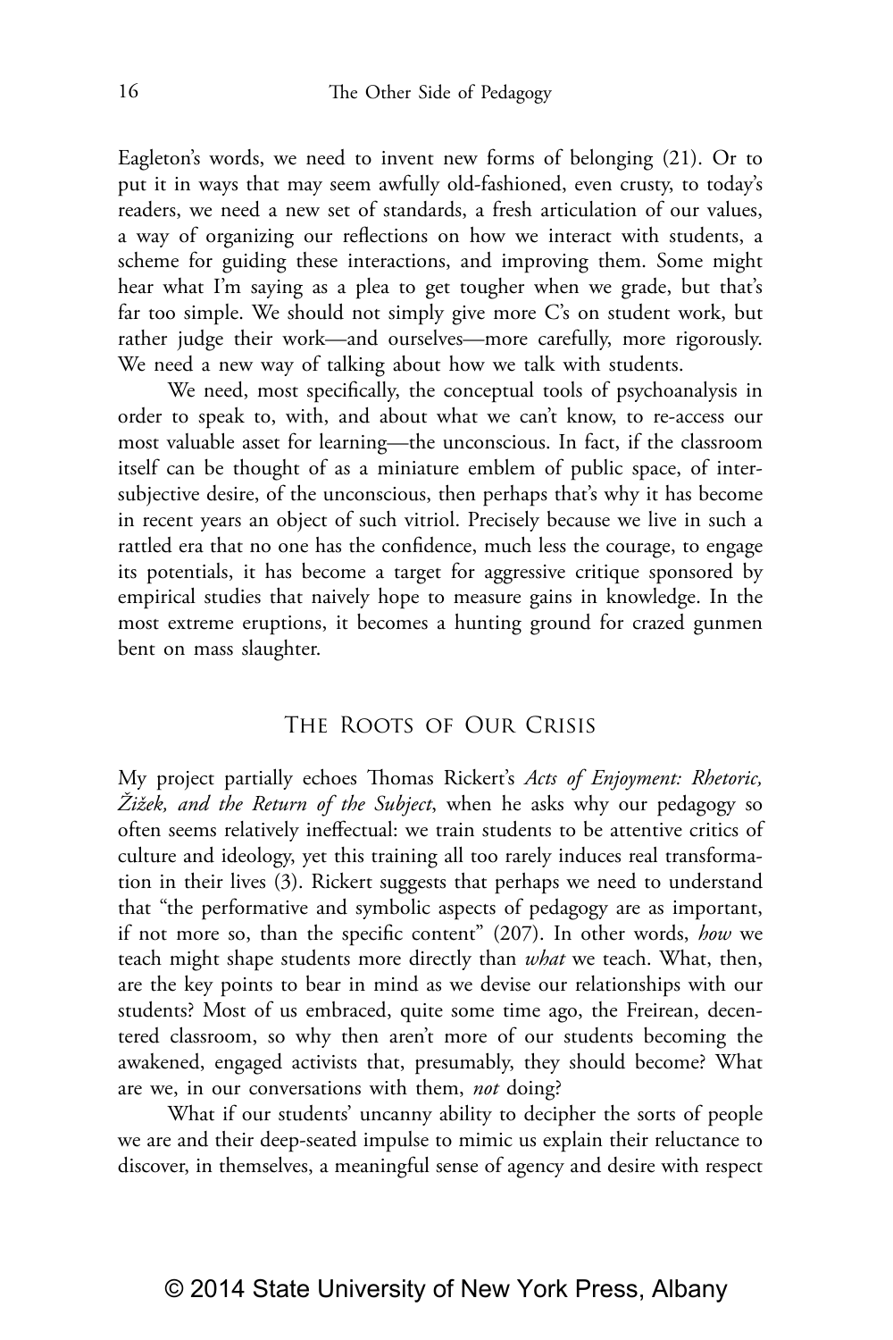Eagleton's words, we need to invent new forms of belonging (21). Or to put it in ways that may seem awfully old-fashioned, even crusty, to today's readers, we need a new set of standards, a fresh articulation of our values, a way of organizing our reflections on how we interact with students, a scheme for guiding these interactions, and improving them. Some might hear what I'm saying as a plea to get tougher when we grade, but that's far too simple. We should not simply give more C's on student work, but rather judge their work—and ourselves—more carefully, more rigorously. We need a new way of talking about how we talk with students.

We need, most specifically, the conceptual tools of psychoanalysis in order to speak to, with, and about what we can't know, to re-access our most valuable asset for learning—the unconscious. In fact, if the classroom itself can be thought of as a miniature emblem of public space, of intersubjective desire, of the unconscious, then perhaps that's why it has become in recent years an object of such vitriol. Precisely because we live in such a rattled era that no one has the confidence, much less the courage, to engage its potentials, it has become a target for aggressive critique sponsored by empirical studies that naively hope to measure gains in knowledge. In the most extreme eruptions, it becomes a hunting ground for crazed gunmen bent on mass slaughter.

## The Roots of Our Crisis

My project partially echoes Thomas Rickert's *Acts of Enjoyment: Rhetoric, Žižek, and the Return of the Subject*, when he asks why our pedagogy so often seems relatively ineffectual: we train students to be attentive critics of culture and ideology, yet this training all too rarely induces real transformation in their lives (3). Rickert suggests that perhaps we need to understand that "the performative and symbolic aspects of pedagogy are as important, if not more so, than the specific content" (207). In other words, *how* we teach might shape students more directly than *what* we teach. What, then, are the key points to bear in mind as we devise our relationships with our students? Most of us embraced, quite some time ago, the Freirean, decentered classroom, so why then aren't more of our students becoming the awakened, engaged activists that, presumably, they should become? What are we, in our conversations with them, *not* doing?

What if our students' uncanny ability to decipher the sorts of people we are and their deep-seated impulse to mimic us explain their reluctance to discover, in themselves, a meaningful sense of agency and desire with respect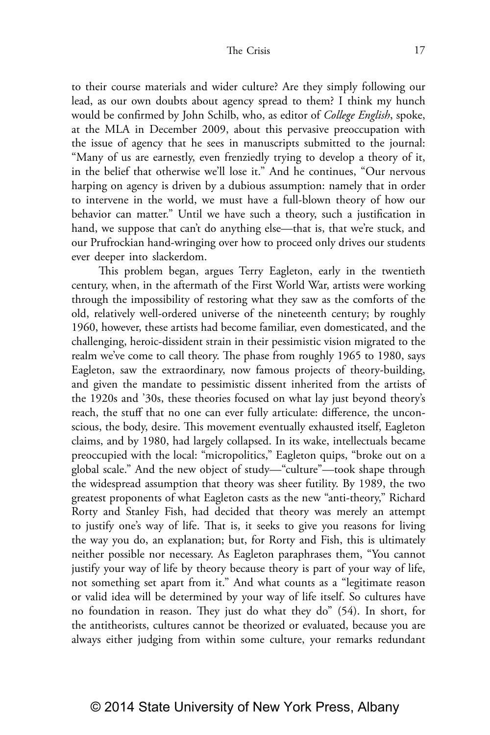to their course materials and wider culture? Are they simply following our lead, as our own doubts about agency spread to them? I think my hunch would be confirmed by John Schilb, who, as editor of *College English*, spoke, at the MLA in December 2009, about this pervasive preoccupation with the issue of agency that he sees in manuscripts submitted to the journal: "Many of us are earnestly, even frenziedly trying to develop a theory of it, in the belief that otherwise we'll lose it." And he continues, "Our nervous harping on agency is driven by a dubious assumption: namely that in order to intervene in the world, we must have a full-blown theory of how our behavior can matter." Until we have such a theory, such a justification in hand, we suppose that can't do anything else—that is, that we're stuck, and our Prufrockian hand-wringing over how to proceed only drives our students ever deeper into slackerdom.

This problem began, argues Terry Eagleton, early in the twentieth century, when, in the aftermath of the First World War, artists were working through the impossibility of restoring what they saw as the comforts of the old, relatively well-ordered universe of the nineteenth century; by roughly 1960, however, these artists had become familiar, even domesticated, and the challenging, heroic-dissident strain in their pessimistic vision migrated to the realm we've come to call theory. The phase from roughly 1965 to 1980, says Eagleton, saw the extraordinary, now famous projects of theory-building, and given the mandate to pessimistic dissent inherited from the artists of the 1920s and '30s, these theories focused on what lay just beyond theory's reach, the stuff that no one can ever fully articulate: difference, the unconscious, the body, desire. This movement eventually exhausted itself, Eagleton claims, and by 1980, had largely collapsed. In its wake, intellectuals became preoccupied with the local: "micropolitics," Eagleton quips, "broke out on a global scale." And the new object of study—"culture"—took shape through the widespread assumption that theory was sheer futility. By 1989, the two greatest proponents of what Eagleton casts as the new "anti-theory," Richard Rorty and Stanley Fish, had decided that theory was merely an attempt to justify one's way of life. That is, it seeks to give you reasons for living the way you do, an explanation; but, for Rorty and Fish, this is ultimately neither possible nor necessary. As Eagleton paraphrases them, "You cannot justify your way of life by theory because theory is part of your way of life, not something set apart from it." And what counts as a "legitimate reason or valid idea will be determined by your way of life itself. So cultures have no foundation in reason. They just do what they do" (54). In short, for the antitheorists, cultures cannot be theorized or evaluated, because you are always either judging from within some culture, your remarks redundant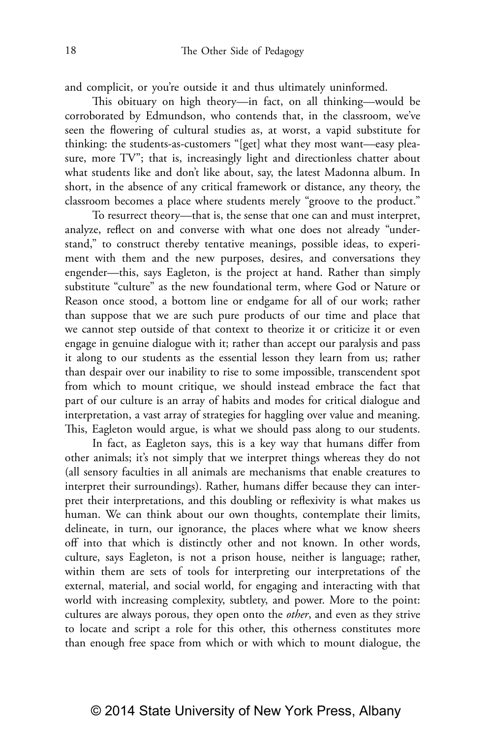and complicit, or you're outside it and thus ultimately uninformed.

This obituary on high theory—in fact, on all thinking—would be corroborated by Edmundson, who contends that, in the classroom, we've seen the flowering of cultural studies as, at worst, a vapid substitute for thinking: the students-as-customers "[get] what they most want—easy pleasure, more TV"; that is, increasingly light and directionless chatter about what students like and don't like about, say, the latest Madonna album. In short, in the absence of any critical framework or distance, any theory, the classroom becomes a place where students merely "groove to the product."

To resurrect theory—that is, the sense that one can and must interpret, analyze, reflect on and converse with what one does not already "understand," to construct thereby tentative meanings, possible ideas, to experiment with them and the new purposes, desires, and conversations they engender—this, says Eagleton, is the project at hand. Rather than simply substitute "culture" as the new foundational term, where God or Nature or Reason once stood, a bottom line or endgame for all of our work; rather than suppose that we are such pure products of our time and place that we cannot step outside of that context to theorize it or criticize it or even engage in genuine dialogue with it; rather than accept our paralysis and pass it along to our students as the essential lesson they learn from us; rather than despair over our inability to rise to some impossible, transcendent spot from which to mount critique, we should instead embrace the fact that part of our culture is an array of habits and modes for critical dialogue and interpretation, a vast array of strategies for haggling over value and meaning. This, Eagleton would argue, is what we should pass along to our students.

In fact, as Eagleton says, this is a key way that humans differ from other animals; it's not simply that we interpret things whereas they do not (all sensory faculties in all animals are mechanisms that enable creatures to interpret their surroundings). Rather, humans differ because they can interpret their interpretations, and this doubling or reflexivity is what makes us human. We can think about our own thoughts, contemplate their limits, delineate, in turn, our ignorance, the places where what we know sheers off into that which is distinctly other and not known. In other words, culture, says Eagleton, is not a prison house, neither is language; rather, within them are sets of tools for interpreting our interpretations of the external, material, and social world, for engaging and interacting with that world with increasing complexity, subtlety, and power. More to the point: cultures are always porous, they open onto the *other*, and even as they strive to locate and script a role for this other, this otherness constitutes more than enough free space from which or with which to mount dialogue, the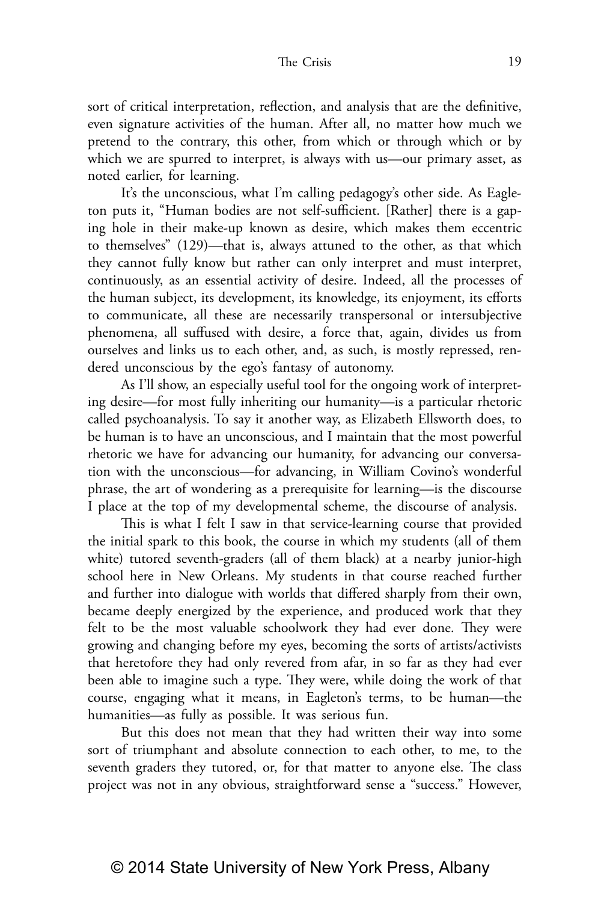sort of critical interpretation, reflection, and analysis that are the definitive, even signature activities of the human. After all, no matter how much we pretend to the contrary, this other, from which or through which or by which we are spurred to interpret, is always with us—our primary asset, as noted earlier, for learning.

It's the unconscious, what I'm calling pedagogy's other side. As Eagleton puts it, "Human bodies are not self-sufficient. [Rather] there is a gaping hole in their make-up known as desire, which makes them eccentric to themselves" (129)—that is, always attuned to the other, as that which they cannot fully know but rather can only interpret and must interpret, continuously, as an essential activity of desire. Indeed, all the processes of the human subject, its development, its knowledge, its enjoyment, its efforts to communicate, all these are necessarily transpersonal or intersubjective phenomena, all suffused with desire, a force that, again, divides us from ourselves and links us to each other, and, as such, is mostly repressed, rendered unconscious by the ego's fantasy of autonomy.

As I'll show, an especially useful tool for the ongoing work of interpreting desire—for most fully inheriting our humanity—is a particular rhetoric called psychoanalysis. To say it another way, as Elizabeth Ellsworth does, to be human is to have an unconscious, and I maintain that the most powerful rhetoric we have for advancing our humanity, for advancing our conversation with the unconscious—for advancing, in William Covino's wonderful phrase, the art of wondering as a prerequisite for learning—is the discourse I place at the top of my developmental scheme, the discourse of analysis.

This is what I felt I saw in that service-learning course that provided the initial spark to this book, the course in which my students (all of them white) tutored seventh-graders (all of them black) at a nearby junior-high school here in New Orleans. My students in that course reached further and further into dialogue with worlds that differed sharply from their own, became deeply energized by the experience, and produced work that they felt to be the most valuable schoolwork they had ever done. They were growing and changing before my eyes, becoming the sorts of artists/activists that heretofore they had only revered from afar, in so far as they had ever been able to imagine such a type. They were, while doing the work of that course, engaging what it means, in Eagleton's terms, to be human—the humanities—as fully as possible. It was serious fun.

But this does not mean that they had written their way into some sort of triumphant and absolute connection to each other, to me, to the seventh graders they tutored, or, for that matter to anyone else. The class project was not in any obvious, straightforward sense a "success." However,

© 2014 State University of New York Press, Albany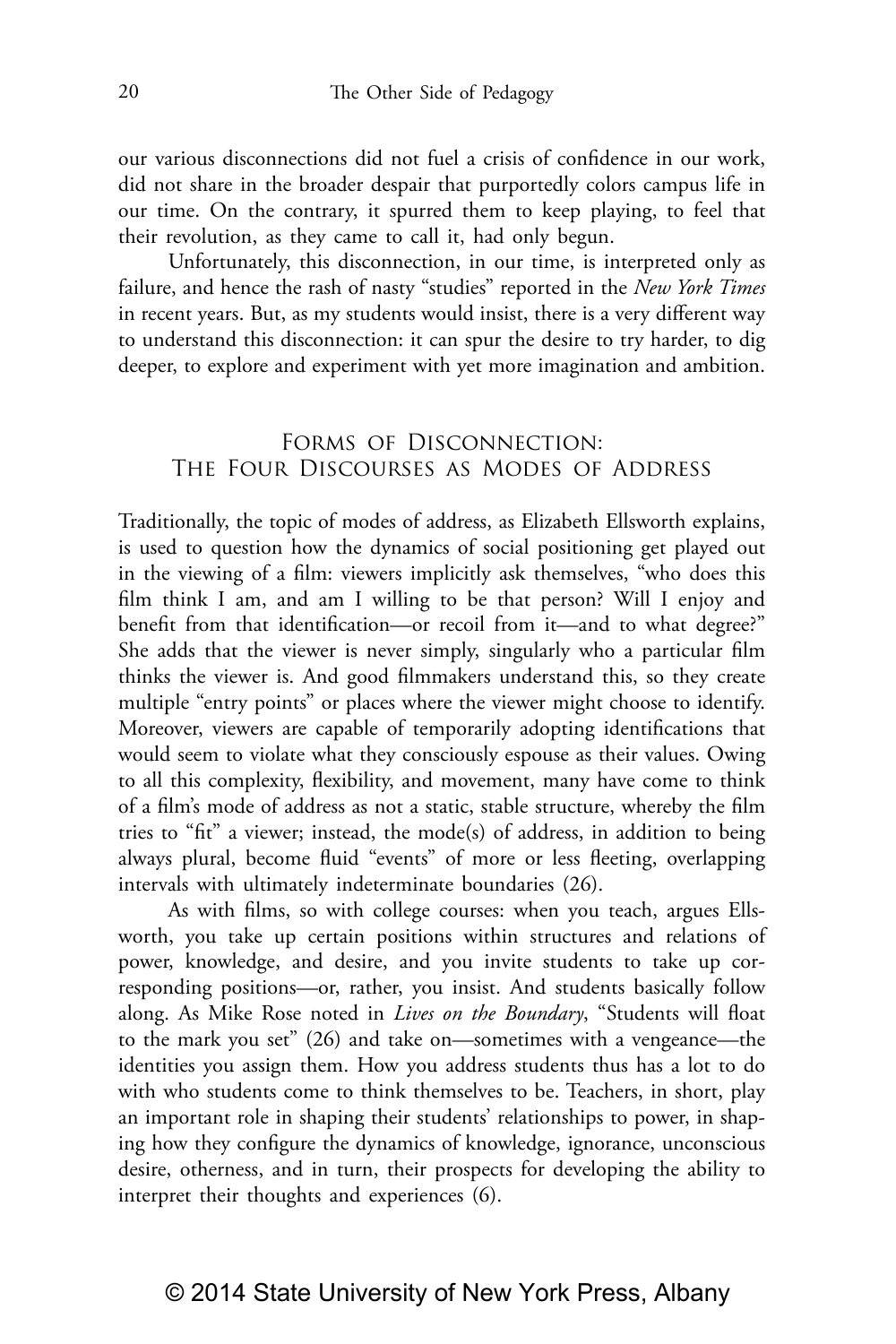our various disconnections did not fuel a crisis of confidence in our work, did not share in the broader despair that purportedly colors campus life in our time. On the contrary, it spurred them to keep playing, to feel that their revolution, as they came to call it, had only begun.

Unfortunately, this disconnection, in our time, is interpreted only as failure, and hence the rash of nasty "studies" reported in the *New York Times* in recent years. But, as my students would insist, there is a very different way to understand this disconnection: it can spur the desire to try harder, to dig deeper, to explore and experiment with yet more imagination and ambition.

## Forms of Disconnection: The Four Discourses as Modes of Address

Traditionally, the topic of modes of address, as Elizabeth Ellsworth explains, is used to question how the dynamics of social positioning get played out in the viewing of a film: viewers implicitly ask themselves, "who does this film think I am, and am I willing to be that person? Will I enjoy and benefit from that identification—or recoil from it—and to what degree?" She adds that the viewer is never simply, singularly who a particular film thinks the viewer is. And good filmmakers understand this, so they create multiple "entry points" or places where the viewer might choose to identify. Moreover, viewers are capable of temporarily adopting identifications that would seem to violate what they consciously espouse as their values. Owing to all this complexity, flexibility, and movement, many have come to think of a film's mode of address as not a static, stable structure, whereby the film tries to "fit" a viewer; instead, the mode(s) of address, in addition to being always plural, become fluid "events" of more or less fleeting, overlapping intervals with ultimately indeterminate boundaries (26).

As with films, so with college courses: when you teach, argues Ellsworth, you take up certain positions within structures and relations of power, knowledge, and desire, and you invite students to take up corresponding positions—or, rather, you insist. And students basically follow along. As Mike Rose noted in *Lives on the Boundary*, "Students will float to the mark you set" (26) and take on—sometimes with a vengeance—the identities you assign them. How you address students thus has a lot to do with who students come to think themselves to be. Teachers, in short, play an important role in shaping their students' relationships to power, in shaping how they configure the dynamics of knowledge, ignorance, unconscious desire, otherness, and in turn, their prospects for developing the ability to interpret their thoughts and experiences (6).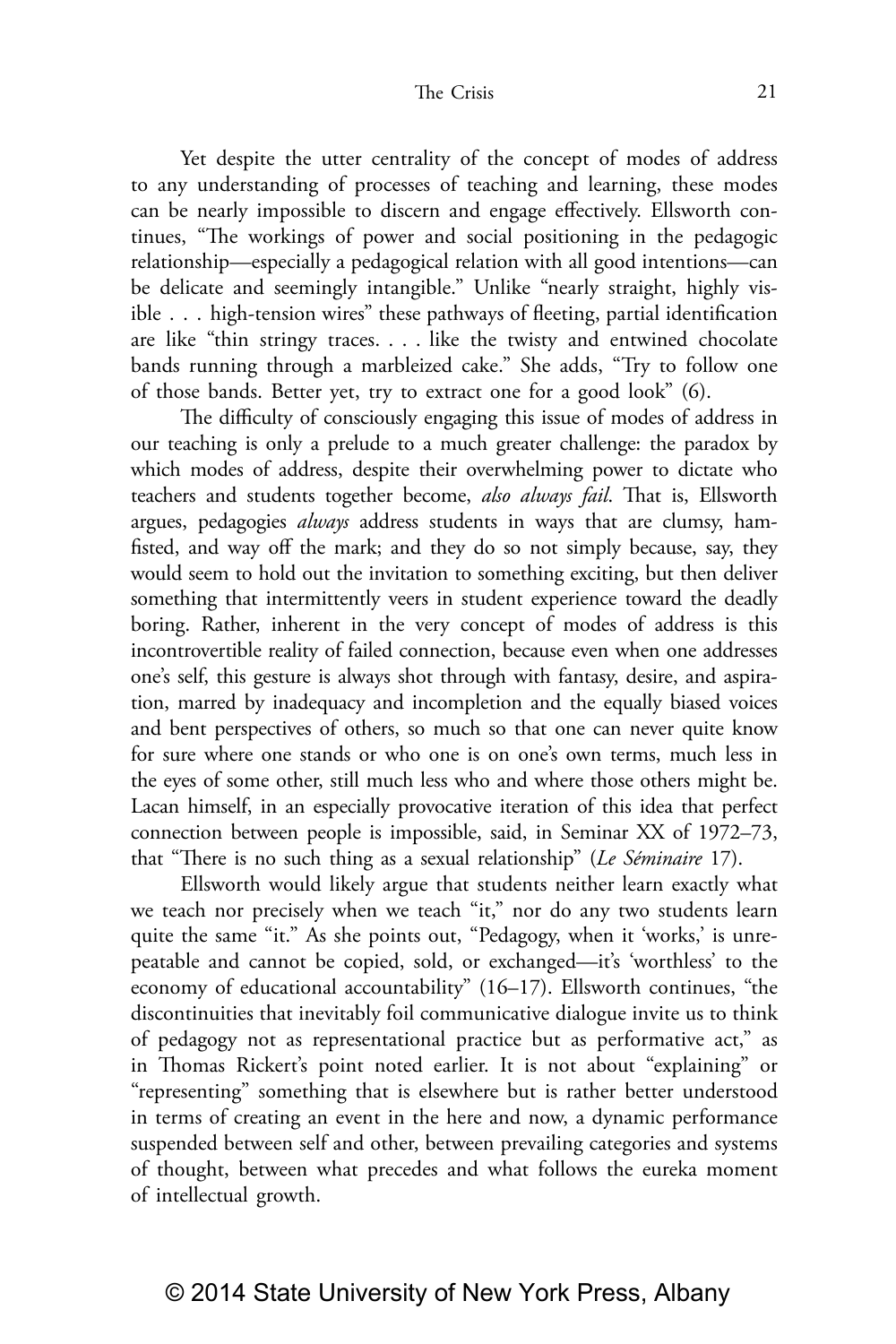Yet despite the utter centrality of the concept of modes of address to any understanding of processes of teaching and learning, these modes can be nearly impossible to discern and engage effectively. Ellsworth continues, "The workings of power and social positioning in the pedagogic relationship—especially a pedagogical relation with all good intentions—can be delicate and seemingly intangible." Unlike "nearly straight, highly visible . . . high-tension wires" these pathways of fleeting, partial identification are like "thin stringy traces. . . . like the twisty and entwined chocolate bands running through a marbleized cake." She adds, "Try to follow one of those bands. Better yet, try to extract one for a good look" (6).

The difficulty of consciously engaging this issue of modes of address in our teaching is only a prelude to a much greater challenge: the paradox by which modes of address, despite their overwhelming power to dictate who teachers and students together become, *also always fail.* That is, Ellsworth argues, pedagogies *always* address students in ways that are clumsy, hamfisted, and way off the mark; and they do so not simply because, say, they would seem to hold out the invitation to something exciting, but then deliver something that intermittently veers in student experience toward the deadly boring. Rather, inherent in the very concept of modes of address is this incontrovertible reality of failed connection, because even when one addresses one's self, this gesture is always shot through with fantasy, desire, and aspiration, marred by inadequacy and incompletion and the equally biased voices and bent perspectives of others, so much so that one can never quite know for sure where one stands or who one is on one's own terms, much less in the eyes of some other, still much less who and where those others might be. Lacan himself, in an especially provocative iteration of this idea that perfect connection between people is impossible, said, in Seminar XX of 1972–73, that "There is no such thing as a sexual relationship" (*Le Séminaire* 17).

Ellsworth would likely argue that students neither learn exactly what we teach nor precisely when we teach "it," nor do any two students learn quite the same "it." As she points out, "Pedagogy, when it 'works,' is unrepeatable and cannot be copied, sold, or exchanged—it's 'worthless' to the economy of educational accountability" (16–17). Ellsworth continues, "the discontinuities that inevitably foil communicative dialogue invite us to think of pedagogy not as representational practice but as performative act," as in Thomas Rickert's point noted earlier. It is not about "explaining" or "representing" something that is elsewhere but is rather better understood in terms of creating an event in the here and now, a dynamic performance suspended between self and other, between prevailing categories and systems of thought, between what precedes and what follows the eureka moment of intellectual growth.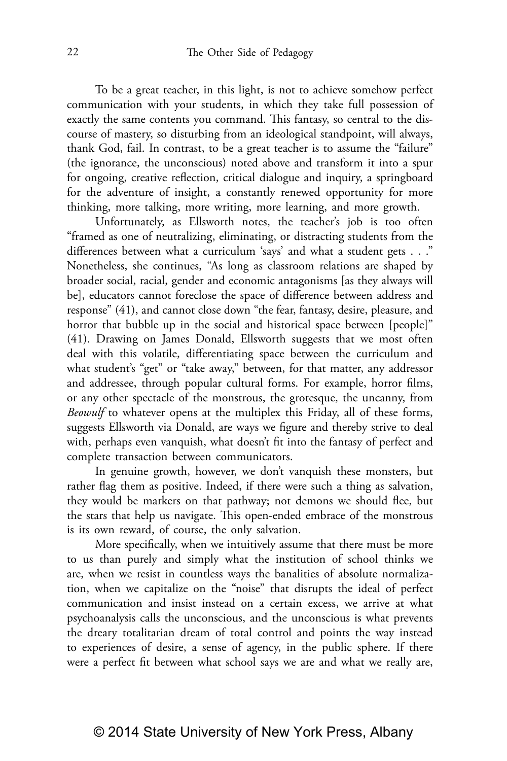To be a great teacher, in this light, is not to achieve somehow perfect communication with your students, in which they take full possession of exactly the same contents you command. This fantasy, so central to the discourse of mastery, so disturbing from an ideological standpoint, will always, thank God, fail. In contrast, to be a great teacher is to assume the "failure" (the ignorance, the unconscious) noted above and transform it into a spur for ongoing, creative reflection, critical dialogue and inquiry, a springboard for the adventure of insight, a constantly renewed opportunity for more thinking, more talking, more writing, more learning, and more growth.

Unfortunately, as Ellsworth notes, the teacher's job is too often "framed as one of neutralizing, eliminating, or distracting students from the differences between what a curriculum 'says' and what a student gets . . ." Nonetheless, she continues, "As long as classroom relations are shaped by broader social, racial, gender and economic antagonisms [as they always will be], educators cannot foreclose the space of difference between address and response" (41), and cannot close down "the fear, fantasy, desire, pleasure, and horror that bubble up in the social and historical space between [people]" (41). Drawing on James Donald, Ellsworth suggests that we most often deal with this volatile, differentiating space between the curriculum and what student's "get" or "take away," between, for that matter, any addressor and addressee, through popular cultural forms. For example, horror films, or any other spectacle of the monstrous, the grotesque, the uncanny, from *Beowulf* to whatever opens at the multiplex this Friday, all of these forms, suggests Ellsworth via Donald, are ways we figure and thereby strive to deal with, perhaps even vanquish, what doesn't fit into the fantasy of perfect and complete transaction between communicators.

In genuine growth, however, we don't vanquish these monsters, but rather flag them as positive. Indeed, if there were such a thing as salvation, they would be markers on that pathway; not demons we should flee, but the stars that help us navigate. This open-ended embrace of the monstrous is its own reward, of course, the only salvation.

More specifically, when we intuitively assume that there must be more to us than purely and simply what the institution of school thinks we are, when we resist in countless ways the banalities of absolute normalization, when we capitalize on the "noise" that disrupts the ideal of perfect communication and insist instead on a certain excess, we arrive at what psychoanalysis calls the unconscious, and the unconscious is what prevents the dreary totalitarian dream of total control and points the way instead to experiences of desire, a sense of agency, in the public sphere. If there were a perfect fit between what school says we are and what we really are,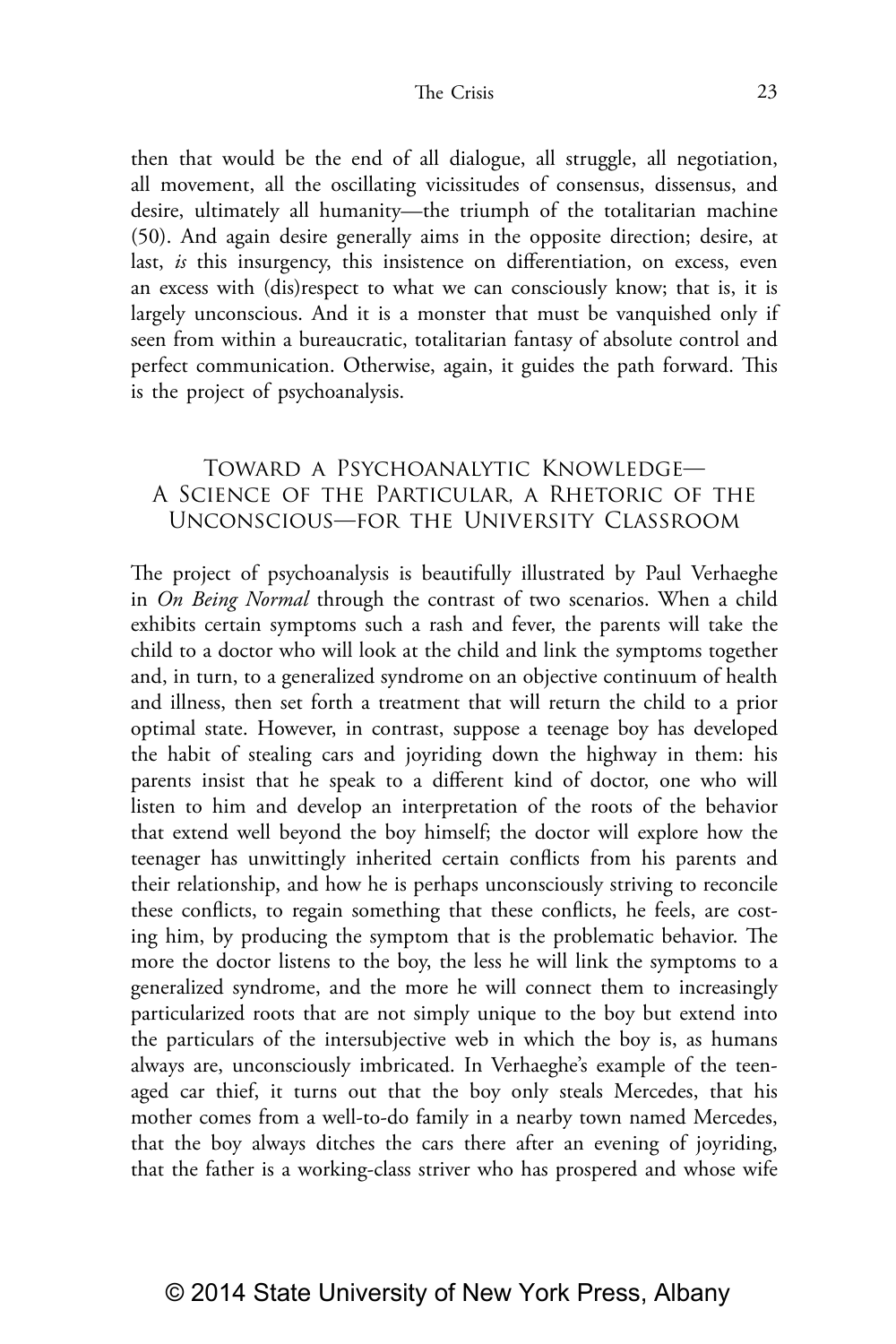then that would be the end of all dialogue, all struggle, all negotiation, all movement, all the oscillating vicissitudes of consensus, dissensus, and desire, ultimately all humanity—the triumph of the totalitarian machine (50). And again desire generally aims in the opposite direction; desire, at last, *is* this insurgency, this insistence on differentiation, on excess, even an excess with (dis)respect to what we can consciously know; that is, it is largely unconscious. And it is a monster that must be vanquished only if seen from within a bureaucratic, totalitarian fantasy of absolute control and perfect communication. Otherwise, again, it guides the path forward. This is the project of psychoanalysis.

## Toward a Psychoanalytic Knowledge— A Science of the Particular, a Rhetoric of the Unconscious—for the University Classroom

The project of psychoanalysis is beautifully illustrated by Paul Verhaeghe in *On Being Normal* through the contrast of two scenarios. When a child exhibits certain symptoms such a rash and fever, the parents will take the child to a doctor who will look at the child and link the symptoms together and, in turn, to a generalized syndrome on an objective continuum of health and illness, then set forth a treatment that will return the child to a prior optimal state. However, in contrast, suppose a teenage boy has developed the habit of stealing cars and joyriding down the highway in them: his parents insist that he speak to a different kind of doctor, one who will listen to him and develop an interpretation of the roots of the behavior that extend well beyond the boy himself; the doctor will explore how the teenager has unwittingly inherited certain conflicts from his parents and their relationship, and how he is perhaps unconsciously striving to reconcile these conflicts, to regain something that these conflicts, he feels, are costing him, by producing the symptom that is the problematic behavior. The more the doctor listens to the boy, the less he will link the symptoms to a generalized syndrome, and the more he will connect them to increasingly particularized roots that are not simply unique to the boy but extend into the particulars of the intersubjective web in which the boy is, as humans always are, unconsciously imbricated. In Verhaeghe's example of the teenaged car thief, it turns out that the boy only steals Mercedes, that his mother comes from a well-to-do family in a nearby town named Mercedes, that the boy always ditches the cars there after an evening of joyriding, that the father is a working-class striver who has prospered and whose wife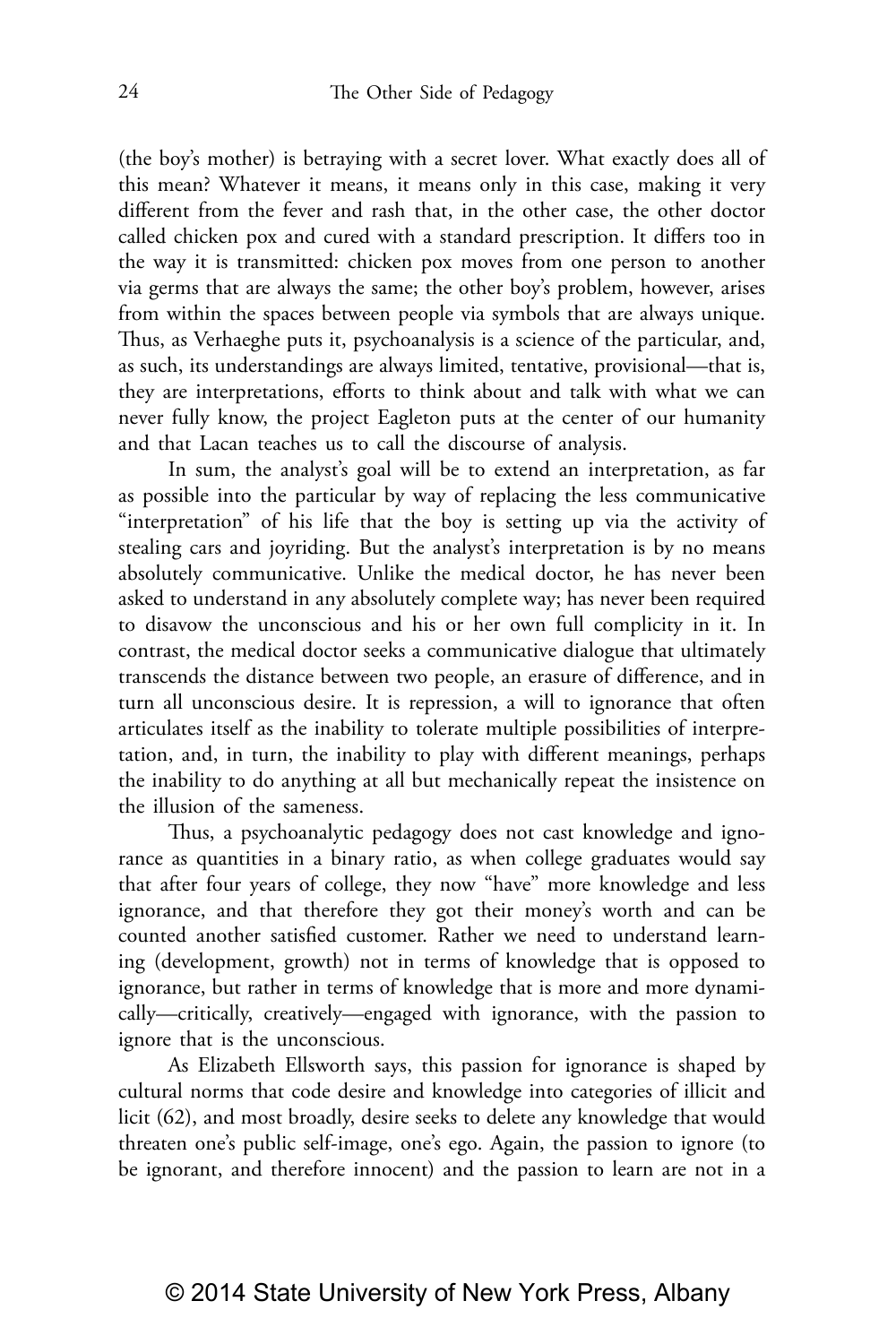(the boy's mother) is betraying with a secret lover. What exactly does all of this mean? Whatever it means, it means only in this case, making it very different from the fever and rash that, in the other case, the other doctor called chicken pox and cured with a standard prescription. It differs too in the way it is transmitted: chicken pox moves from one person to another via germs that are always the same; the other boy's problem, however, arises from within the spaces between people via symbols that are always unique. Thus, as Verhaeghe puts it, psychoanalysis is a science of the particular, and, as such, its understandings are always limited, tentative, provisional—that is, they are interpretations, efforts to think about and talk with what we can never fully know, the project Eagleton puts at the center of our humanity and that Lacan teaches us to call the discourse of analysis.

In sum, the analyst's goal will be to extend an interpretation, as far as possible into the particular by way of replacing the less communicative "interpretation" of his life that the boy is setting up via the activity of stealing cars and joyriding. But the analyst's interpretation is by no means absolutely communicative. Unlike the medical doctor, he has never been asked to understand in any absolutely complete way; has never been required to disavow the unconscious and his or her own full complicity in it. In contrast, the medical doctor seeks a communicative dialogue that ultimately transcends the distance between two people, an erasure of difference, and in turn all unconscious desire. It is repression, a will to ignorance that often articulates itself as the inability to tolerate multiple possibilities of interpretation, and, in turn, the inability to play with different meanings, perhaps the inability to do anything at all but mechanically repeat the insistence on the illusion of the sameness.

Thus, a psychoanalytic pedagogy does not cast knowledge and ignorance as quantities in a binary ratio, as when college graduates would say that after four years of college, they now "have" more knowledge and less ignorance, and that therefore they got their money's worth and can be counted another satisfied customer. Rather we need to understand learning (development, growth) not in terms of knowledge that is opposed to ignorance, but rather in terms of knowledge that is more and more dynamically—critically, creatively—engaged with ignorance, with the passion to ignore that is the unconscious.

As Elizabeth Ellsworth says, this passion for ignorance is shaped by cultural norms that code desire and knowledge into categories of illicit and licit (62), and most broadly, desire seeks to delete any knowledge that would threaten one's public self-image, one's ego. Again, the passion to ignore (to be ignorant, and therefore innocent) and the passion to learn are not in a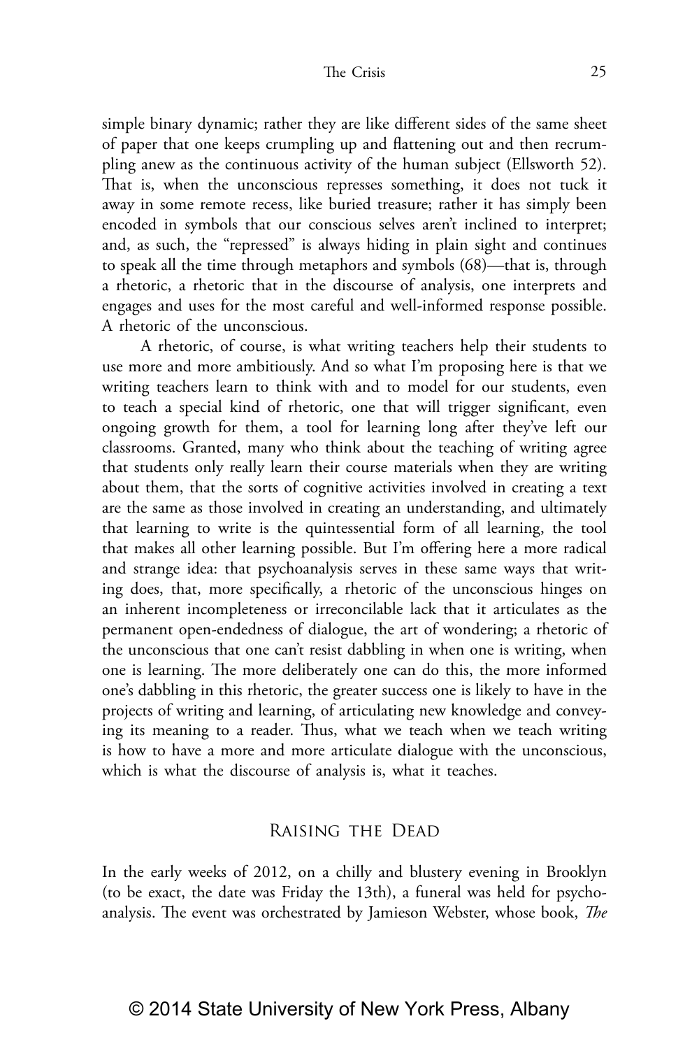simple binary dynamic; rather they are like different sides of the same sheet of paper that one keeps crumpling up and flattening out and then recrumpling anew as the continuous activity of the human subject (Ellsworth 52). That is, when the unconscious represses something, it does not tuck it away in some remote recess, like buried treasure; rather it has simply been encoded in symbols that our conscious selves aren't inclined to interpret; and, as such, the "repressed" is always hiding in plain sight and continues to speak all the time through metaphors and symbols (68)—that is, through a rhetoric, a rhetoric that in the discourse of analysis, one interprets and engages and uses for the most careful and well-informed response possible. A rhetoric of the unconscious.

A rhetoric, of course, is what writing teachers help their students to use more and more ambitiously. And so what I'm proposing here is that we writing teachers learn to think with and to model for our students, even to teach a special kind of rhetoric, one that will trigger significant, even ongoing growth for them, a tool for learning long after they've left our classrooms. Granted, many who think about the teaching of writing agree that students only really learn their course materials when they are writing about them, that the sorts of cognitive activities involved in creating a text are the same as those involved in creating an understanding, and ultimately that learning to write is the quintessential form of all learning, the tool that makes all other learning possible. But I'm offering here a more radical and strange idea: that psychoanalysis serves in these same ways that writing does, that, more specifically, a rhetoric of the unconscious hinges on an inherent incompleteness or irreconcilable lack that it articulates as the permanent open-endedness of dialogue, the art of wondering; a rhetoric of the unconscious that one can't resist dabbling in when one is writing, when one is learning. The more deliberately one can do this, the more informed one's dabbling in this rhetoric, the greater success one is likely to have in the projects of writing and learning, of articulating new knowledge and conveying its meaning to a reader. Thus, what we teach when we teach writing is how to have a more and more articulate dialogue with the unconscious, which is what the discourse of analysis is, what it teaches.

## Raising the Dead

In the early weeks of 2012, on a chilly and blustery evening in Brooklyn (to be exact, the date was Friday the 13th), a funeral was held for psychoanalysis. The event was orchestrated by Jamieson Webster, whose book, *The*

© 2014 State University of New York Press, Albany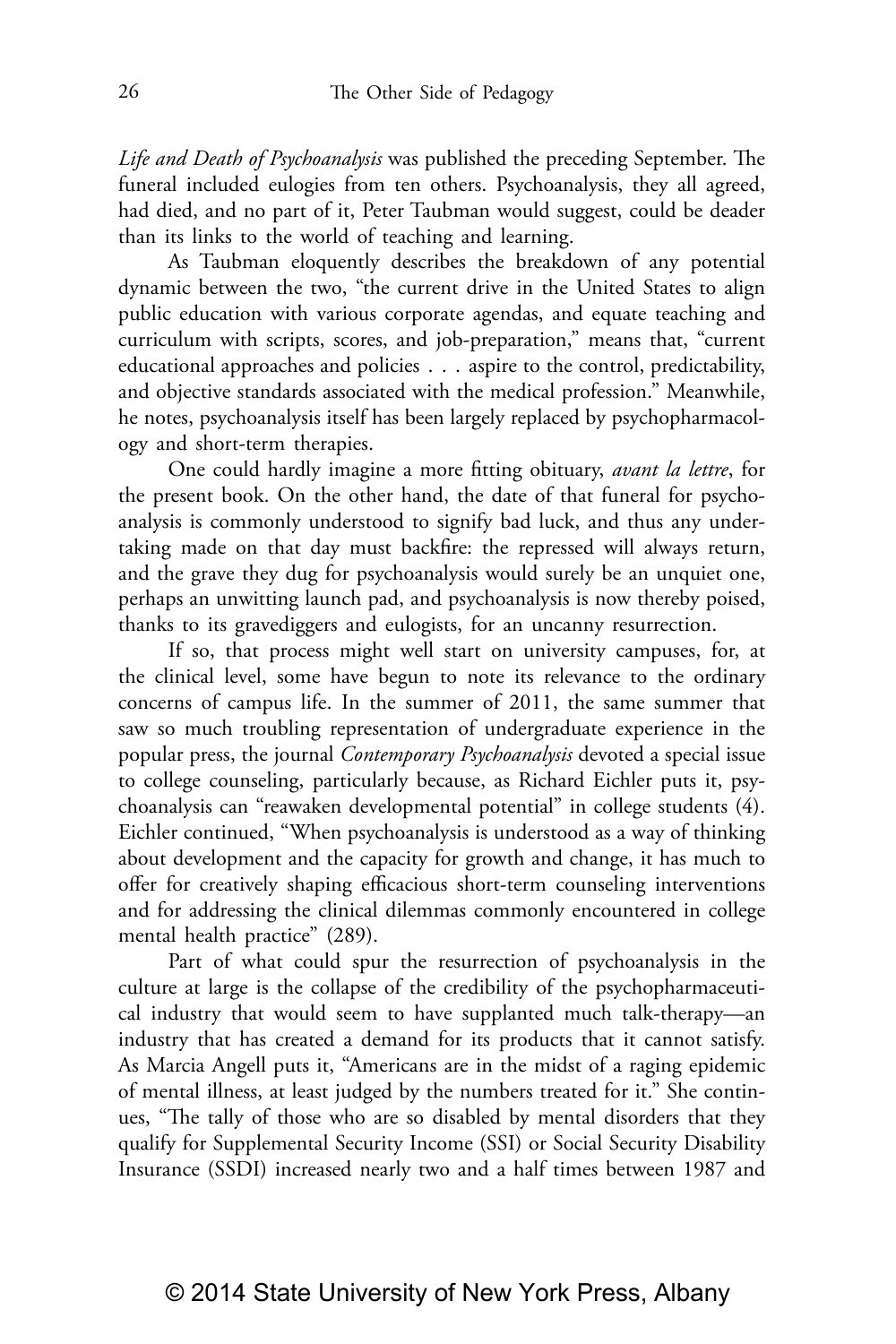*Life and Death of Psychoanalysis* was published the preceding September. The funeral included eulogies from ten others. Psychoanalysis, they all agreed, had died, and no part of it, Peter Taubman would suggest, could be deader than its links to the world of teaching and learning.

As Taubman eloquently describes the breakdown of any potential dynamic between the two, "the current drive in the United States to align public education with various corporate agendas, and equate teaching and curriculum with scripts, scores, and job-preparation," means that, "current educational approaches and policies . . . aspire to the control, predictability, and objective standards associated with the medical profession." Meanwhile, he notes, psychoanalysis itself has been largely replaced by psychopharmacology and short-term therapies.

One could hardly imagine a more fitting obituary, *avant la lettre*, for the present book. On the other hand, the date of that funeral for psychoanalysis is commonly understood to signify bad luck, and thus any undertaking made on that day must backfire: the repressed will always return, and the grave they dug for psychoanalysis would surely be an unquiet one, perhaps an unwitting launch pad, and psychoanalysis is now thereby poised, thanks to its gravediggers and eulogists, for an uncanny resurrection.

If so, that process might well start on university campuses, for, at the clinical level, some have begun to note its relevance to the ordinary concerns of campus life. In the summer of 2011, the same summer that saw so much troubling representation of undergraduate experience in the popular press, the journal *Contemporary Psychoanalysis* devoted a special issue to college counseling, particularly because, as Richard Eichler puts it, psychoanalysis can "reawaken developmental potential" in college students (4). Eichler continued, "When psychoanalysis is understood as a way of thinking about development and the capacity for growth and change, it has much to offer for creatively shaping efficacious short-term counseling interventions and for addressing the clinical dilemmas commonly encountered in college mental health practice" (289).

Part of what could spur the resurrection of psychoanalysis in the culture at large is the collapse of the credibility of the psychopharmaceutical industry that would seem to have supplanted much talk-therapy—an industry that has created a demand for its products that it cannot satisfy. As Marcia Angell puts it, "Americans are in the midst of a raging epidemic of mental illness, at least judged by the numbers treated for it." She continues, "The tally of those who are so disabled by mental disorders that they qualify for Supplemental Security Income (SSI) or Social Security Disability Insurance (SSDI) increased nearly two and a half times between 1987 and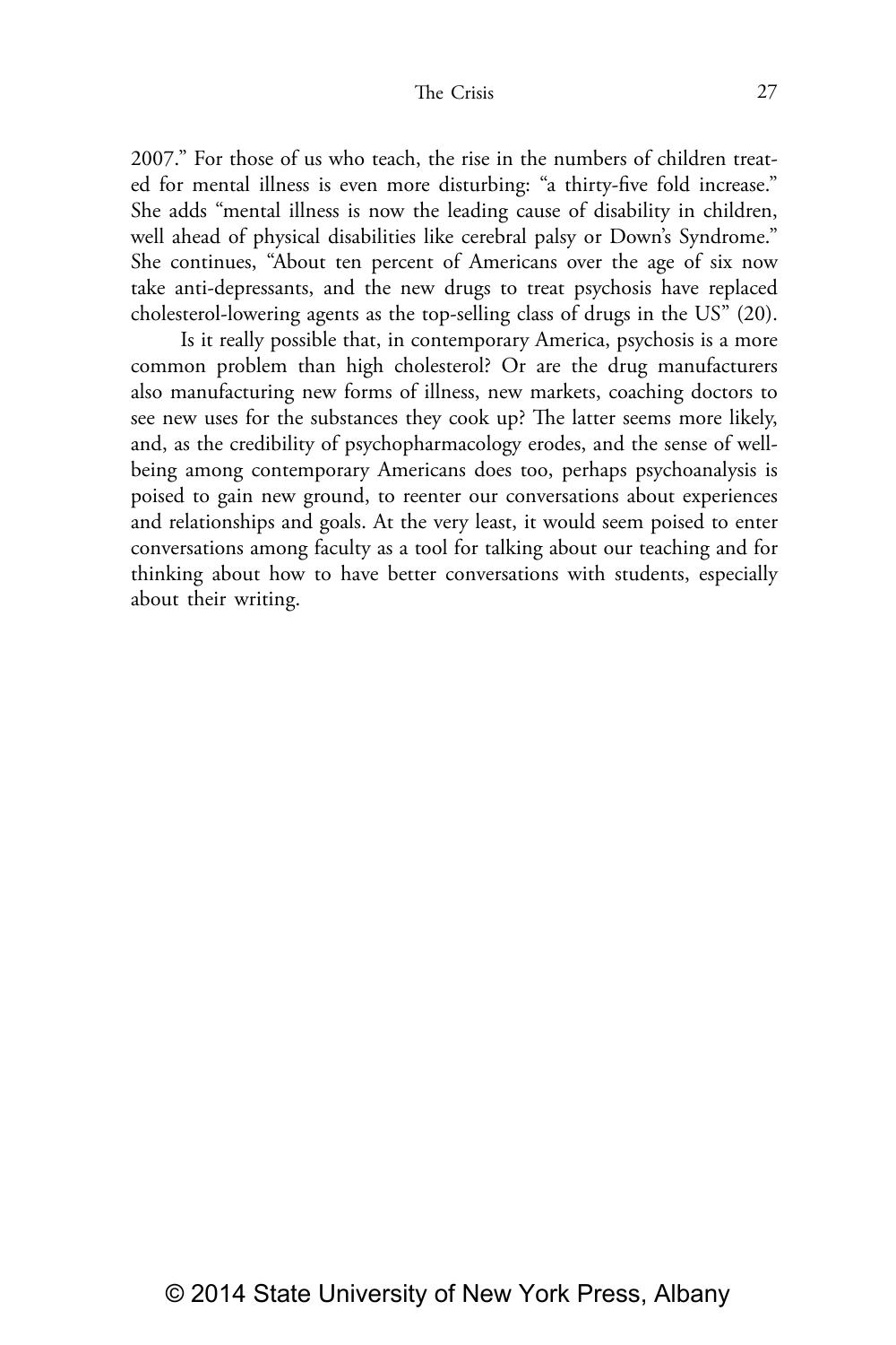2007." For those of us who teach, the rise in the numbers of children treated for mental illness is even more disturbing: "a thirty-five fold increase." She adds "mental illness is now the leading cause of disability in children, well ahead of physical disabilities like cerebral palsy or Down's Syndrome." She continues, "About ten percent of Americans over the age of six now take anti-depressants, and the new drugs to treat psychosis have replaced cholesterol-lowering agents as the top-selling class of drugs in the US" (20).

Is it really possible that, in contemporary America, psychosis is a more common problem than high cholesterol? Or are the drug manufacturers also manufacturing new forms of illness, new markets, coaching doctors to see new uses for the substances they cook up? The latter seems more likely, and, as the credibility of psychopharmacology erodes, and the sense of well-being among contemporary Americans does too, perhaps psychoanalysis is poised to gain new ground, to reenter our conversations about experiences and relationships and goals. At the very least, it would seem poised to enter conversations among faculty as a tool for talking about our teaching and for thinking about how to have better conversations with students, especially about their writing.

© 2014 State University of New York Press, Albany